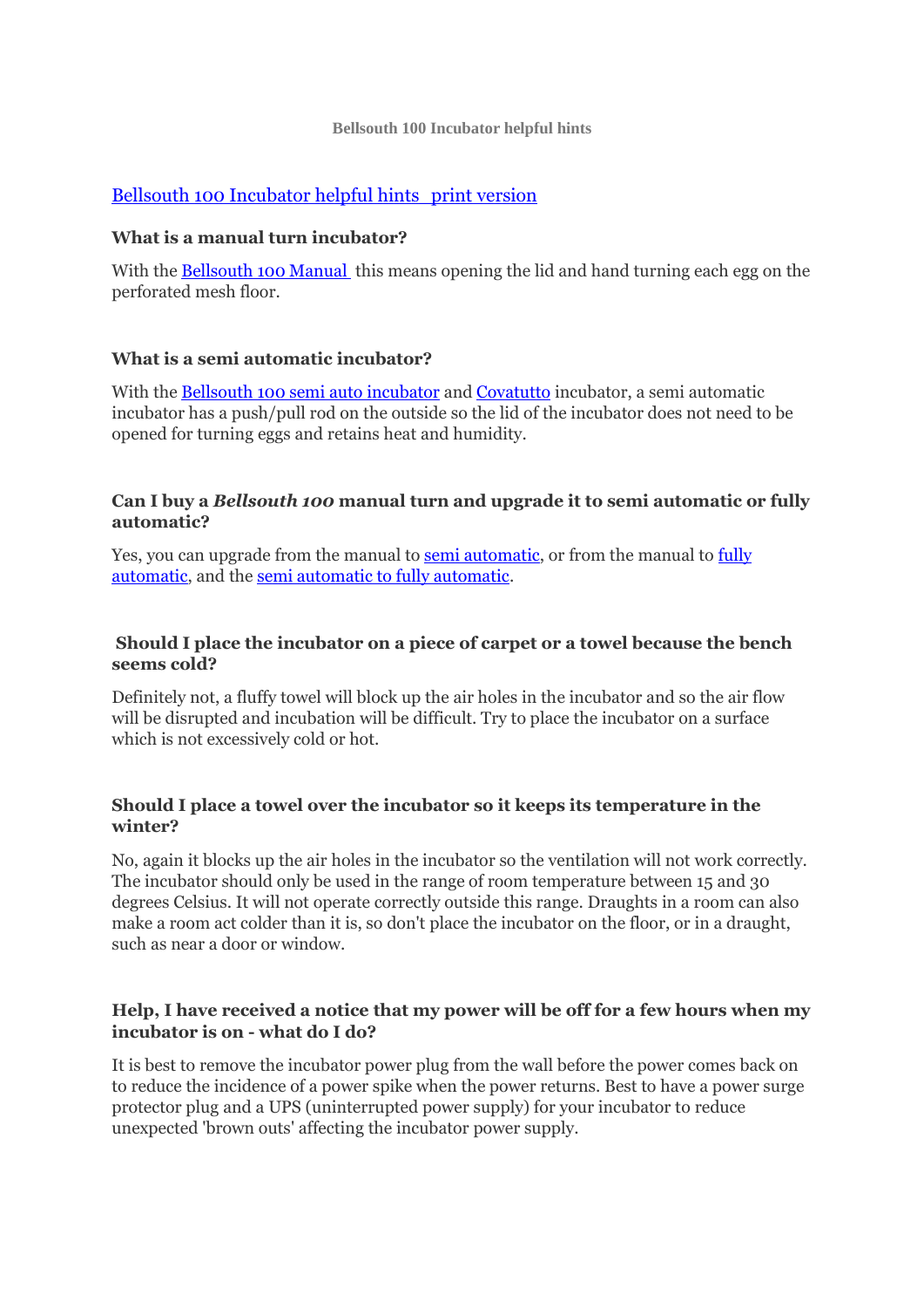# Bellsouth 100 Incubator helpful hints

Bellsouth 100 Incubator helpful hints print version

### What is a manual turn incubator?

With the Bellsouth 100 Manual this means opening the lid and hand turning each egg on the perforated mesh floor.

### What is a semi automatic incubator?

With the Bellsouth 100 semi auto incubator and Covatutto incubator, a semi automatic incubator has a push/pull rod on the outside so the lid of the incubator does not need to be opened for turning eggs and retains heat and humidity.

### Can I buy a *Bellsouth 100* manual turn and upgrade it to semi automatic or fully automatic?

Yes, you can upgrade from the manual to semi automatic, or from the manual to fully automatic, and the semi automatic to fully automatic.

### Should I place the incubator on a piece of carpet or a towel because the bench seems cold?

Definitely not, a fluffy towel will block up the air holes in the incubator and so the air flow will be disrupted and incubation will be difficult. Try to place the incubator on a surface which is not excessively cold or hot.

### Should I place a towel over the incubator so it keeps its temperature in the winter?

No, again it blocks up the air holes in the incubator so the ventilation will not work correctly. The incubator should only be used in the range of room temperature between 15 and 30 degrees Celsius. It will not operate correctly outside this range. Draughts in a room can also make a room act colder than it is, so don't place the incubator on the floor, or in a draught, such as near a door or window.

### Help, I have received a notice that my power will be off for a few hours when my incubator is on - what do I do?

It is best to remove the incubator power plug from the wall before the power comes back on to reduce the incidence of a power spike when the power returns. Best to have a power surge protector plug and a UPS (uninterrupted power supply) for your incubator to reduce unexpected 'brown outs' affecting the incubator power supply.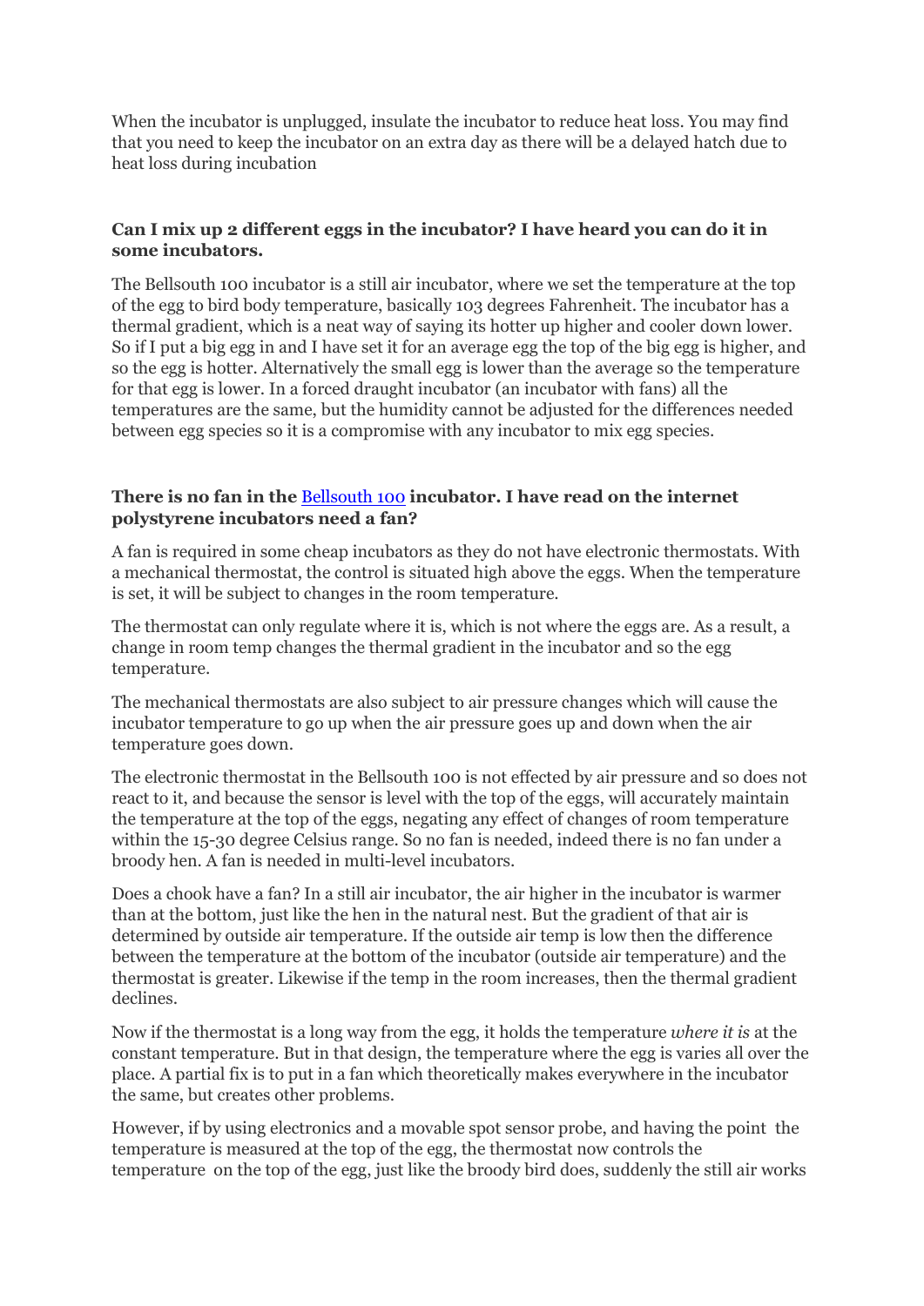When the incubator is unplugged, insulate the incubator to reduce heat loss. You may find that you need to keep the incubator on an extra day as there will be a delayed hatch due to heat loss during incubation

**Can I mix up 2 different eggs in the incubator? I have heard you can do it in some incubators.**

The Bellsouth 100 incubator is a still air incubator, where we set the temperature at the top of the egg to bird body temperature, basically 103 degrees Fahrenheit. The incubator has a thermal gradient, which is a neat way of saying its hotter up higher and cooler down lower. So if I put a big egg in and I have set it for an average egg the top of the big egg is higher, and so the egg is hotter. Alternatively the small egg is lower than the average so the temperature for that egg is lower. In a forced draught incubator (an incubator with fans) all the temperatures are the same, but the humidity cannot be adjusted for the differences needed between egg species so it is a compromise with any incubator to mix egg species.

**There is no fan in the [Bellsouth 100](#) incubator. I have read on the internet polystyrene incubators need a fan?**

A fan is required in some cheap incubators as they do not have electronic thermostats. With a mechanical thermostat, the control is situated high above the eggs. When the temperature is set, it will be subject to changes in the room temperature.

The thermostat can only regulate where it is, which is not where the eggs are. As a result, a change in room temp changes the thermal gradient in the incubator and so the egg temperature.

The mechanical thermostats are also subject to air pressure changes which will cause the incubator temperature to go up when the air pressure goes up and down when the air temperature goes down.

The electronic thermostat in the Bellsouth 100 is not effected by air pressure and so does not react to it, and because the sensor is level with the top of the eggs, will accurately maintain the temperature at the top of the eggs, negating any effect of changes of room temperature within the 15-30 degree Celsius range. So no fan is needed, indeed there is no fan under a broody hen. A fan is needed in multi-level incubators.

Does a chook have a fan? In a still air incubator, the air higher in the incubator is warmer than at the bottom, just like the hen in the natural nest. But the gradient of that air is determined by outside air temperature. If the outside air temp is low then the difference between the temperature at the bottom of the incubator (outside air temperature) and the thermostat is greater. Likewise if the temp in the room increases, then the thermal gradient declines.

Now if the thermostat is a long way from the egg, it holds the temperature *where it is* at the constant temperature. But in that design, the temperature where the egg is varies all over the place. A partial fix is to put in a fan which theoretically makes everywhere in the incubator the same, but creates other problems.

However, if by using electronics and a movable spot sensor probe, and having the point the temperature is measured at the top of the egg, the thermostat now controls the temperature on the top of the egg, just like the broody bird does, suddenly the still air works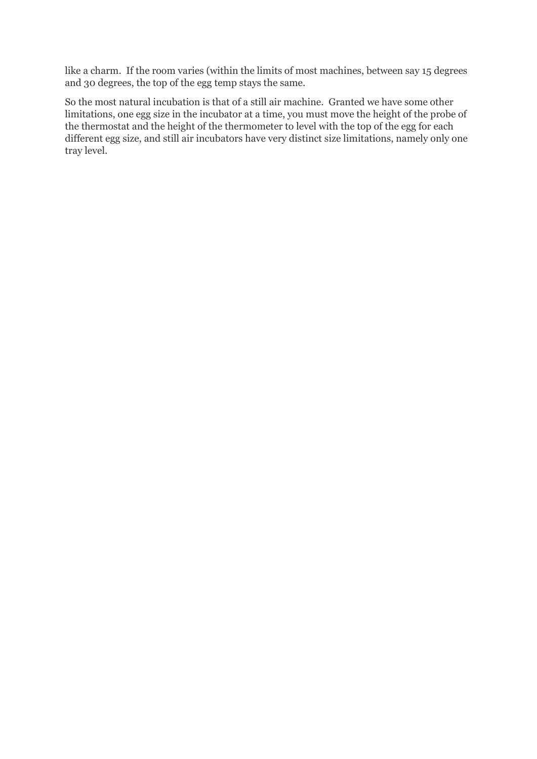like a charm. If the room varies (within the limits of most machines, between say 15 degrees and 30 degrees, the top of the egg temp stays the same.

So the most natural incubation is that of a still air machine. Granted we have some other limitations, one egg size in the incubator at a time, you must move the height of the probe of the thermostat and the height of the thermometer to level with the top of the egg for each different egg size, and still air incubators have very distinct size limitations, namely only one tray level.